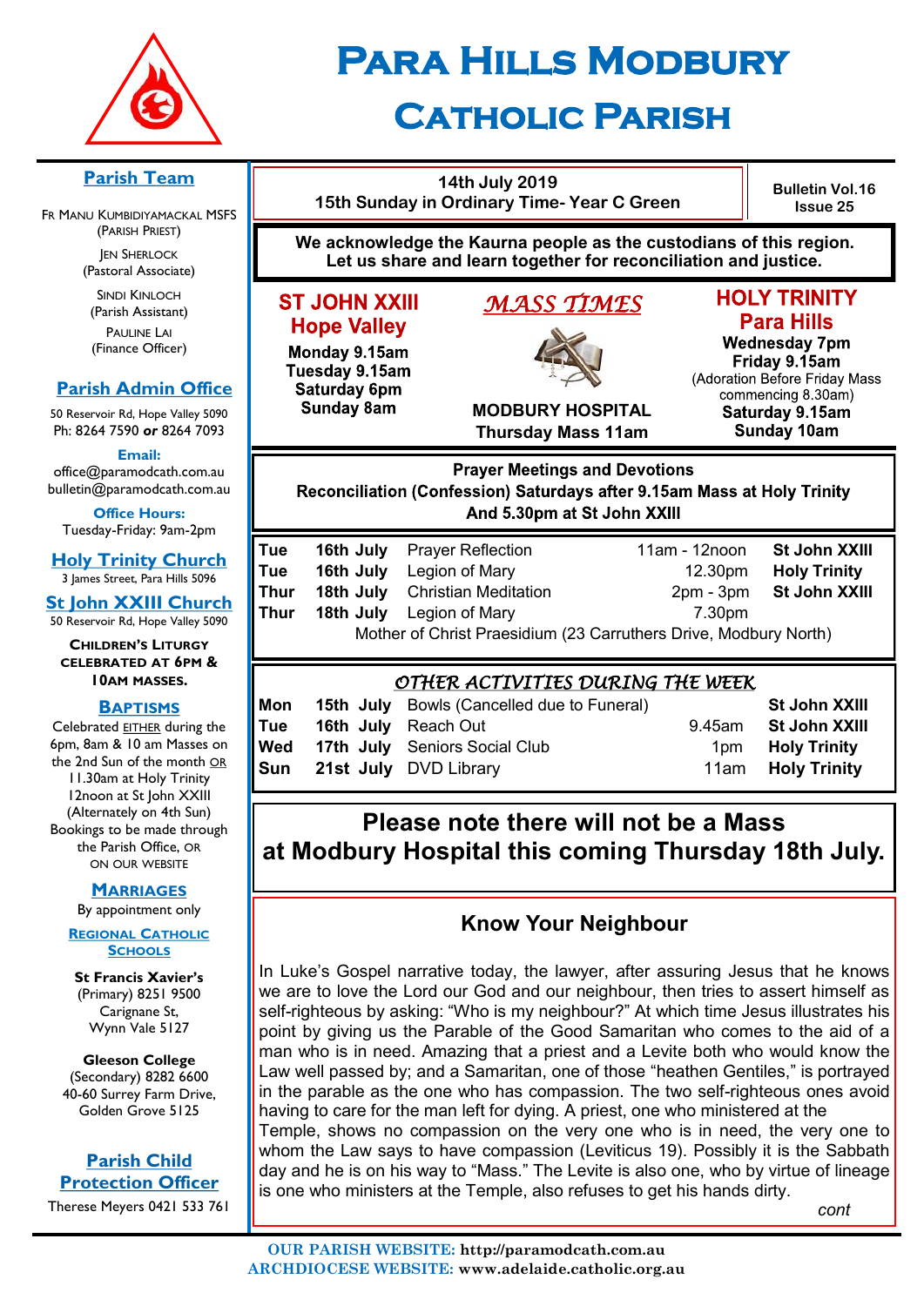# Para Hills Modbury Catholic Parish

## Parish Team

Fr Manu Kumbidiyamackal MSFS (Parish Priest)

Jen Sherlock (Pastoral Associate)

Sindi Kinloch (Parish Assistant)

Pauline Lai (Finance Officer)

## Parish Admin Office

50 Reservoir Rd, Hope Valley 5090
Ph: 8264 7590 **or** 8264 7093

**Email:**
office@paramodcath.com.au
bulletin@paramodcath.com.au

**Office Hours:**
Tuesday-Friday: 9am-2pm

## Holy Trinity Church

3 James Street, Para Hills 5096

## St John XXIII Church

50 Reservoir Rd, Hope Valley 5090

**Children's Liturgy celebrated at 6pm & 10am masses.**

## Baptisms

Celebrated EITHER during the 6pm, 8am & 10 am Masses on the 2nd Sun of the month OR 11.30am at Holy Trinity 12noon at St John XXIII (Alternately on 4th Sun) Bookings to be made through the Parish Office, or on our website

## Marriages

By appointment only

## Regional Catholic Schools

**St Francis Xavier's** (Primary) 8251 9500 Carignane St, Wynn Vale 5127

**Gleeson College** (Secondary) 8282 6600 40-60 Surrey Farm Drive, Golden Grove 5125

## Parish Child Protection Officer

Therese Meyers 0421 533 761

---

**14th July 2019**
**15th Sunday in Ordinary Time- Year C Green**

**Bulletin Vol.16 Issue 25**

**We acknowledge the Kaurna people as the custodians of this region. Let us share and learn together for reconciliation and justice.**

## *MASS TIMES*

### ST JOHN XXIII Hope Valley

**Monday 9.15am**
**Tuesday 9.15am**
**Saturday 6pm**
**Sunday 8am**

### MODBURY HOSPITAL

**Thursday Mass 11am**

### HOLY TRINITY Para Hills

**Wednesday 7pm**
**Friday 9.15am**
(Adoration Before Friday Mass commencing 8.30am)
**Saturday 9.15am**
**Sunday 10am**

## Prayer Meetings and Devotions

**Reconciliation (Confession) Saturdays after 9.15am Mass at Holy Trinity And 5.30pm at St John XXIII**

| | | | | |
|---|---|---|---|---|
| **Tue** | **16th July** | Prayer Reflection | 11am - 12noon | **St John XXIII** |
| **Tue** | **16th July** | Legion of Mary | 12.30pm | **Holy Trinity** |
| **Thur** | **18th July** | Christian Meditation | 2pm - 3pm | **St John XXIII** |
| **Thur** | **18th July** | Legion of Mary | 7.30pm | |

Mother of Christ Praesidium (23 Carruthers Drive, Modbury North)

## *OTHER ACTIVITIES DURING THE WEEK*

| | | | | |
|---|---|---|---|---|
| **Mon** | **15th July** | Bowls (Cancelled due to Funeral) | | **St John XXIII** |
| **Tue** | **16th July** | Reach Out | 9.45am | **St John XXIII** |
| **Wed** | **17th July** | Seniors Social Club | 1pm | **Holy Trinity** |
| **Sun** | **21st July** | DVD Library | 11am | **Holy Trinity** |

## Please note there will not be a Mass at Modbury Hospital this coming Thursday 18th July.

## Know Your Neighbour

In Luke's Gospel narrative today, the lawyer, after assuring Jesus that he knows we are to love the Lord our God and our neighbour, then tries to assert himself as self-righteous by asking: "Who is my neighbour?" At which time Jesus illustrates his point by giving us the Parable of the Good Samaritan who comes to the aid of a man who is in need. Amazing that a priest and a Levite both who would know the Law well passed by; and a Samaritan, one of those "heathen Gentiles," is portrayed in the parable as the one who has compassion. The two self-righteous ones avoid having to care for the man left for dying. A priest, one who ministered at the Temple, shows no compassion on the very one who is in need, the very one to whom the Law says to have compassion (Leviticus 19). Possibly it is the Sabbath day and he is on his way to "Mass." The Levite is also one, who by virtue of lineage is one who ministers at the Temple, also refuses to get his hands dirty.

*cont*

**OUR PARISH WEBSITE: http://paramodcath.com.au**
**ARCHDIOCESE WEBSITE: www.adelaide.catholic.org.au**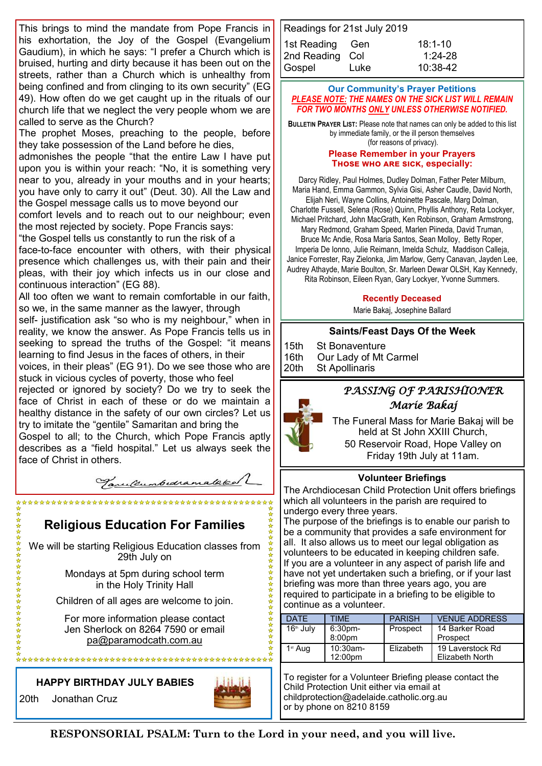This brings to mind the mandate from Pope Francis in his exhortation, the Joy of the Gospel (Evangelium Gaudium), in which he says: "I prefer a Church which is bruised, hurting and dirty because it has been out on the streets, rather than a Church which is unhealthy from being confined and from clinging to its own security" (EG 49). How often do we get caught up in the rituals of our church life that we neglect the very people whom we are called to serve as the Church?

The prophet Moses, preaching to the people, before they take possession of the Land before he dies, admonishes the people "that the entire Law I have put upon you is within your reach: "No, it is something very near to you, already in your mouths and in your hearts; you have only to carry it out" (Deut. 30). All the Law and the Gospel message calls us to move beyond our comfort levels and to reach out to our neighbour; even the most rejected by society. Pope Francis says: "the Gospel tells us constantly to run the risk of a face-to-face encounter with others, with their physical presence which challenges us, with their pain and their pleas, with their joy which infects us in our close and continuous interaction" (EG 88).

All too often we want to remain comfortable in our faith, so we, in the same manner as the lawyer, through self- justification ask "so who is my neighbour," when in reality, we know the answer. As Pope Francis tells us in seeking to spread the truths of the Gospel: "it means learning to find Jesus in the faces of others, in their voices, in their pleas" (EG 91). Do we see those who are stuck in vicious cycles of poverty, those who feel rejected or ignored by society? Do we try to seek the face of Christ in each of these or do we maintain a healthy distance in the safety of our own circles? Let us try to imitate the "gentile" Samaritan and bring the Gospel to all; to the Church, which Pope Francis aptly describes as a "field hospital." Let us always seek the face of Christ in others.

*Tanu Bumbedramalakel*

## Religious Education For Families

We will be starting Religious Education classes from 29th July on

Mondays at 5pm during school term in the Holy Trinity Hall

Children of all ages are welcome to join.

For more information please contact Jen Sherlock on 8264 7590 or email pa@paramodcath.com.au

### HAPPY BIRTHDAY JULY BABIES

20th Jonathan Cruz

### Readings for 21st July 2019

| | | |
|---|---|---|
| 1st Reading | Gen | 18:1-10 |
| 2nd Reading | Col | 1:24-28 |
| Gospel | Luke | 10:38-42 |

### Our Community's Prayer Petitions

***PLEASE NOTE: THE NAMES ON THE SICK LIST WILL REMAIN FOR TWO MONTHS ONLY UNLESS OTHERWISE NOTIFIED.***

**BULLETIN PRAYER LIST:** Please note that names can only be added to this list by immediate family, or the ill person themselves (for reasons of privacy).

**Please Remember in your Prayers Those who are sick, especially:**

Darcy Ridley, Paul Holmes, Dudley Dolman, Father Peter Milburn, Maria Hand, Emma Gammon, Sylvia Gisi, Asher Caudle, David North, Elijah Neri, Wayne Collins, Antoinette Pascale, Marg Dolman, Charlotte Fussell, Selena (Rose) Quinn, Phyllis Anthony, Reta Lockyer, Michael Pritchard, John MacGrath, Ken Robinson, Graham Armstrong, Mary Redmond, Graham Speed, Marlen Piineda, David Truman, Bruce Mc Andie, Rosa Maria Santos, Sean Molloy, Betty Roper, Imperia De Ionno, Julie Reimann, Imelda Schulz, Maddison Calleja, Janice Forrester, Ray Zielonka, Jim Marlow, Gerry Canavan, Jayden Lee, Audrey Athayde, Marie Boulton, Sr. Marleen Dewar OLSH, Kay Kennedy, Rita Robinson, Eileen Ryan, Gary Lockyer, Yvonne Summers.

**Recently Deceased**

Marie Bakaj, Josephine Ballard

### Saints/Feast Days Of the Week

| | |
|---|---|
| 15th | St Bonaventure |
| 16th | Our Lady of Mt Carmel |
| 20th | St Apollinaris |

### *PASSING OF PARISHIONER Marie Bakaj*

The Funeral Mass for Marie Bakaj will be held at St John XXIII Church, 50 Reservoir Road, Hope Valley on Friday 19th July at 11am.

### Volunteer Briefings

The Archdiocesan Child Protection Unit offers briefings which all volunteers in the parish are required to undergo every three years.

The purpose of the briefings is to enable our parish to be a community that provides a safe environment for all. It also allows us to meet our legal obligation as volunteers to be educated in keeping children safe.

If you are a volunteer in any aspect of parish life and have not yet undertaken such a briefing, or if your last briefing was more than three years ago, you are required to participate in a briefing to be eligible to continue as a volunteer.

| DATE | TIME | PARISH | VENUE ADDRESS |
|---|---|---|---|
| 16th July | 6:30pm-8:00pm | Prospect | 14 Barker Road Prospect |
| 1st Aug | 10:30am-12:00pm | Elizabeth | 19 Laverstock Rd Elizabeth North |

To register for a Volunteer Briefing please contact the Child Protection Unit either via email at childprotection@adelaide.catholic.org.au or by phone on 8210 8159

**RESPONSORIAL PSALM: Turn to the Lord in your need, and you will live.**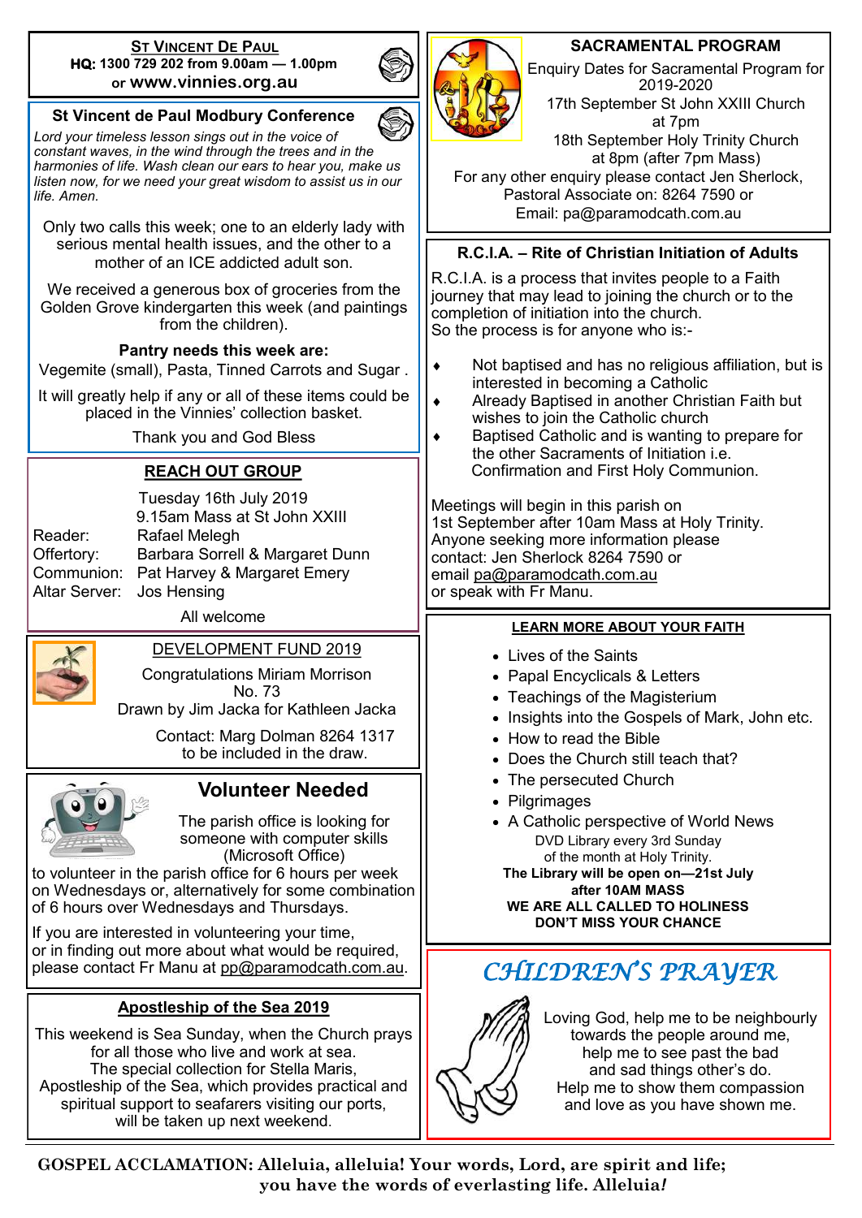## ST VINCENT DE PAUL

**HQ: 1300 729 202 from 9.00am — 1.00pm or www.vinnies.org.au**

### St Vincent de Paul Modbury Conference

*Lord your timeless lesson sings out in the voice of constant waves, in the wind through the trees and in the harmonies of life. Wash clean our ears to hear you, make us listen now, for we need your great wisdom to assist us in our life. Amen.*

Only two calls this week; one to an elderly lady with serious mental health issues, and the other to a mother of an ICE addicted adult son.

We received a generous box of groceries from the Golden Grove kindergarten this week (and paintings from the children).

**Pantry needs this week are:**

Vegemite (small), Pasta, Tinned Carrots and Sugar .

It will greatly help if any or all of these items could be placed in the Vinnies' collection basket.

Thank you and God Bless

## REACH OUT GROUP

Tuesday 16th July 2019
9.15am Mass at St John XXIII

| | |
|---|---|
| Reader: | Rafael Melegh |
| Offertory: | Barbara Sorrell & Margaret Dunn |
| Communion: | Pat Harvey & Margaret Emery |
| Altar Server: | Jos Hensing |

All welcome

## DEVELOPMENT FUND 2019

Congratulations Miriam Morrison
No. 73
Drawn by Jim Jacka for Kathleen Jacka

Contact: Marg Dolman 8264 1317 to be included in the draw.

## Volunteer Needed

The parish office is looking for someone with computer skills (Microsoft Office) to volunteer in the parish office for 6 hours per week on Wednesdays or, alternatively for some combination of 6 hours over Wednesdays and Thursdays.

If you are interested in volunteering your time, or in finding out more about what would be required, please contact Fr Manu at pp@paramodcath.com.au.

## Apostleship of the Sea 2019

This weekend is Sea Sunday, when the Church prays for all those who live and work at sea.
The special collection for Stella Maris, Apostleship of the Sea, which provides practical and spiritual support to seafarers visiting our ports, will be taken up next weekend.

## SACRAMENTAL PROGRAM

Enquiry Dates for Sacramental Program for 2019-2020
17th September St John XXIII Church at 7pm
18th September Holy Trinity Church at 8pm (after 7pm Mass)
For any other enquiry please contact Jen Sherlock, Pastoral Associate on: 8264 7590 or Email: pa@paramodcath.com.au

## R.C.I.A. – Rite of Christian Initiation of Adults

R.C.I.A. is a process that invites people to a Faith journey that may lead to joining the church or to the completion of initiation into the church.
So the process is for anyone who is:-

- Not baptised and has no religious affiliation, but is interested in becoming a Catholic
- Already Baptised in another Christian Faith but wishes to join the Catholic church
- Baptised Catholic and is wanting to prepare for the other Sacraments of Initiation i.e. Confirmation and First Holy Communion.

Meetings will begin in this parish on 1st September after 10am Mass at Holy Trinity.
Anyone seeking more information please contact: Jen Sherlock 8264 7590 or email pa@paramodcath.com.au or speak with Fr Manu.

## LEARN MORE ABOUT YOUR FAITH

- Lives of the Saints
- Papal Encyclicals & Letters
- Teachings of the Magisterium
- Insights into the Gospels of Mark, John etc.
- How to read the Bible
- Does the Church still teach that?
- The persecuted Church
- Pilgrimages
- A Catholic perspective of World News

DVD Library every 3rd Sunday of the month at Holy Trinity.
**The Library will be open on—21st July after 10AM MASS**
**WE ARE ALL CALLED TO HOLINESS**
**DON'T MISS YOUR CHANCE**

## *CHILDREN'S PRAYER*

Loving God, help me to be neighbourly towards the people around me, help me to see past the bad and sad things other's do.
Help me to show them compassion and love as you have shown me.

**GOSPEL ACCLAMATION: Alleluia, alleluia! Your words, Lord, are spirit and life; you have the words of everlasting life. Alleluia*!***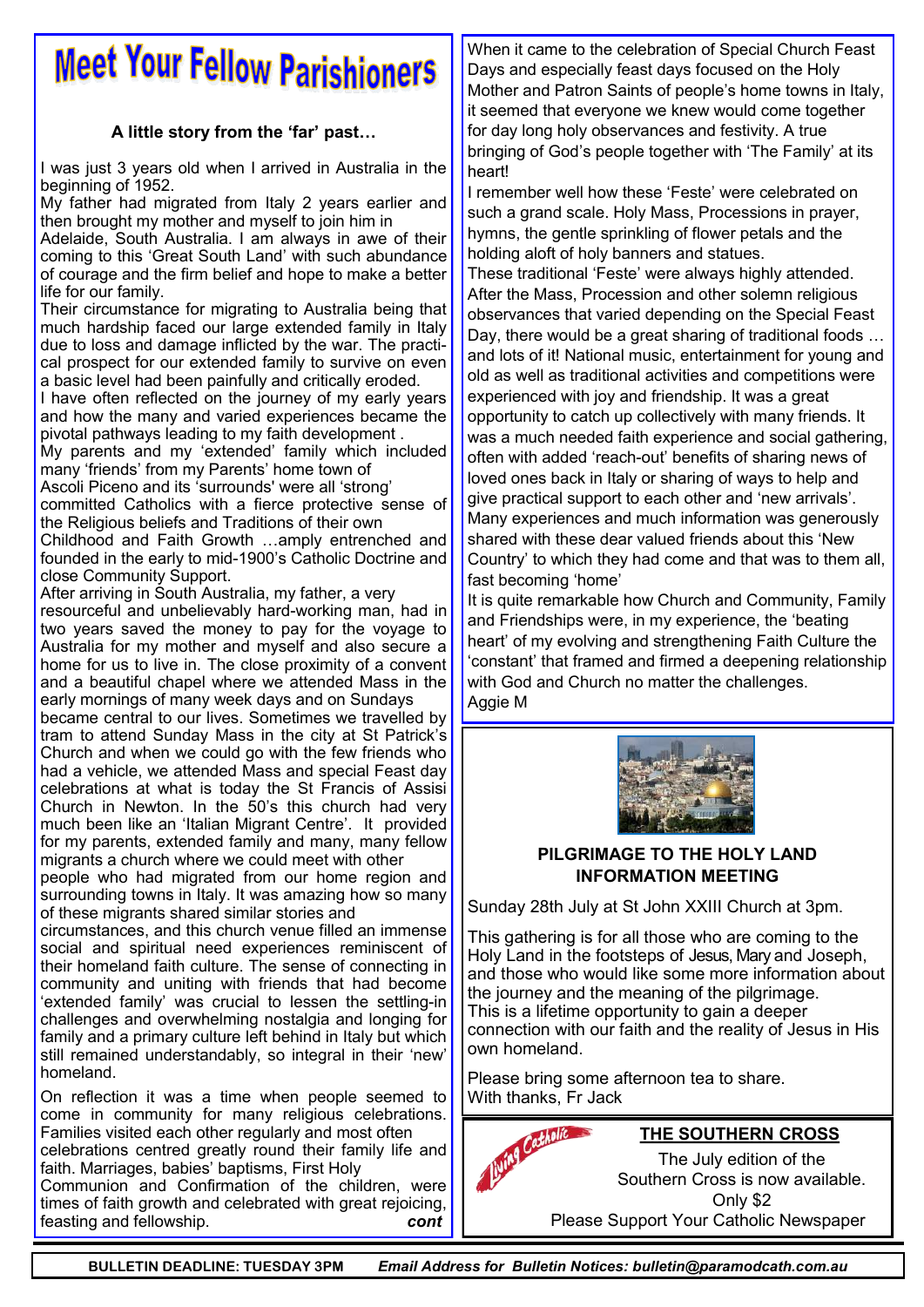# Meet Your Fellow Parishioners

**A little story from the 'far' past…**

I was just 3 years old when I arrived in Australia in the beginning of 1952.

My father had migrated from Italy 2 years earlier and then brought my mother and myself to join him in Adelaide, South Australia. I am always in awe of their coming to this 'Great South Land' with such abundance of courage and the firm belief and hope to make a better life for our family.

Their circumstance for migrating to Australia being that much hardship faced our large extended family in Italy due to loss and damage inflicted by the war. The practical prospect for our extended family to survive on even a basic level had been painfully and critically eroded.

I have often reflected on the journey of my early years and how the many and varied experiences became the pivotal pathways leading to my faith development .

My parents and my 'extended' family which included many 'friends' from my Parents' home town of Ascoli Piceno and its 'surrounds' were all 'strong' committed Catholics with a fierce protective sense of the Religious beliefs and Traditions of their own Childhood and Faith Growth …amply entrenched and founded in the early to mid-1900's Catholic Doctrine and close Community Support.

After arriving in South Australia, my father, a very resourceful and unbelievably hard-working man, had in two years saved the money to pay for the voyage to Australia for my mother and myself and also secure a home for us to live in. The close proximity of a convent and a beautiful chapel where we attended Mass in the early mornings of many week days and on Sundays became central to our lives. Sometimes we travelled by tram to attend Sunday Mass in the city at St Patrick's Church and when we could go with the few friends who had a vehicle, we attended Mass and special Feast day celebrations at what is today the St Francis of Assisi Church in Newton. In the 50's this church had very much been like an 'Italian Migrant Centre'. It provided for my parents, extended family and many, many fellow migrants a church where we could meet with other people who had migrated from our home region and surrounding towns in Italy. It was amazing how so many of these migrants shared similar stories and circumstances, and this church venue filled an immense social and spiritual need experiences reminiscent of their homeland faith culture. The sense of connecting in community and uniting with friends that had become 'extended family' was crucial to lessen the settling-in challenges and overwhelming nostalgia and longing for family and a primary culture left behind in Italy but which still remained understandably, so integral in their 'new' homeland.

On reflection it was a time when people seemed to come in community for many religious celebrations. Families visited each other regularly and most often celebrations centred greatly round their family life and faith. Marriages, babies' baptisms, First Holy Communion and Confirmation of the children, were times of faith growth and celebrated with great rejoicing, feasting and fellowship. ***cont***

When it came to the celebration of Special Church Feast Days and especially feast days focused on the Holy Mother and Patron Saints of people's home towns in Italy, it seemed that everyone we knew would come together for day long holy observances and festivity. A true bringing of God's people together with 'The Family' at its heart!

I remember well how these 'Feste' were celebrated on such a grand scale. Holy Mass, Processions in prayer, hymns, the gentle sprinkling of flower petals and the holding aloft of holy banners and statues.

These traditional 'Feste' were always highly attended. After the Mass, Procession and other solemn religious observances that varied depending on the Special Feast Day, there would be a great sharing of traditional foods … and lots of it! National music, entertainment for young and old as well as traditional activities and competitions were experienced with joy and friendship. It was a great opportunity to catch up collectively with many friends. It was a much needed faith experience and social gathering, often with added 'reach-out' benefits of sharing news of loved ones back in Italy or sharing of ways to help and give practical support to each other and 'new arrivals'. Many experiences and much information was generously shared with these dear valued friends about this 'New Country' to which they had come and that was to them all, fast becoming 'home'

It is quite remarkable how Church and Community, Family and Friendships were, in my experience, the 'beating heart' of my evolving and strengthening Faith Culture the 'constant' that framed and firmed a deepening relationship with God and Church no matter the challenges.

Aggie M

---

**PILGRIMAGE TO THE HOLY LAND INFORMATION MEETING**

Sunday 28th July at St John XXIII Church at 3pm.

This gathering is for all those who are coming to the Holy Land in the footsteps of Jesus, Mary and Joseph, and those who would like some more information about the journey and the meaning of the pilgrimage.

This is a lifetime opportunity to gain a deeper connection with our faith and the reality of Jesus in His own homeland.

Please bring some afternoon tea to share.

With thanks, Fr Jack

---

**THE SOUTHERN CROSS**

Living Catholic

The July edition of the Southern Cross is now available.

Only $2

Please Support Your Catholic Newspaper

---

**BULLETIN DEADLINE: TUESDAY 3PM** ***Email Address for Bulletin Notices: bulletin@paramodcath.com.au***